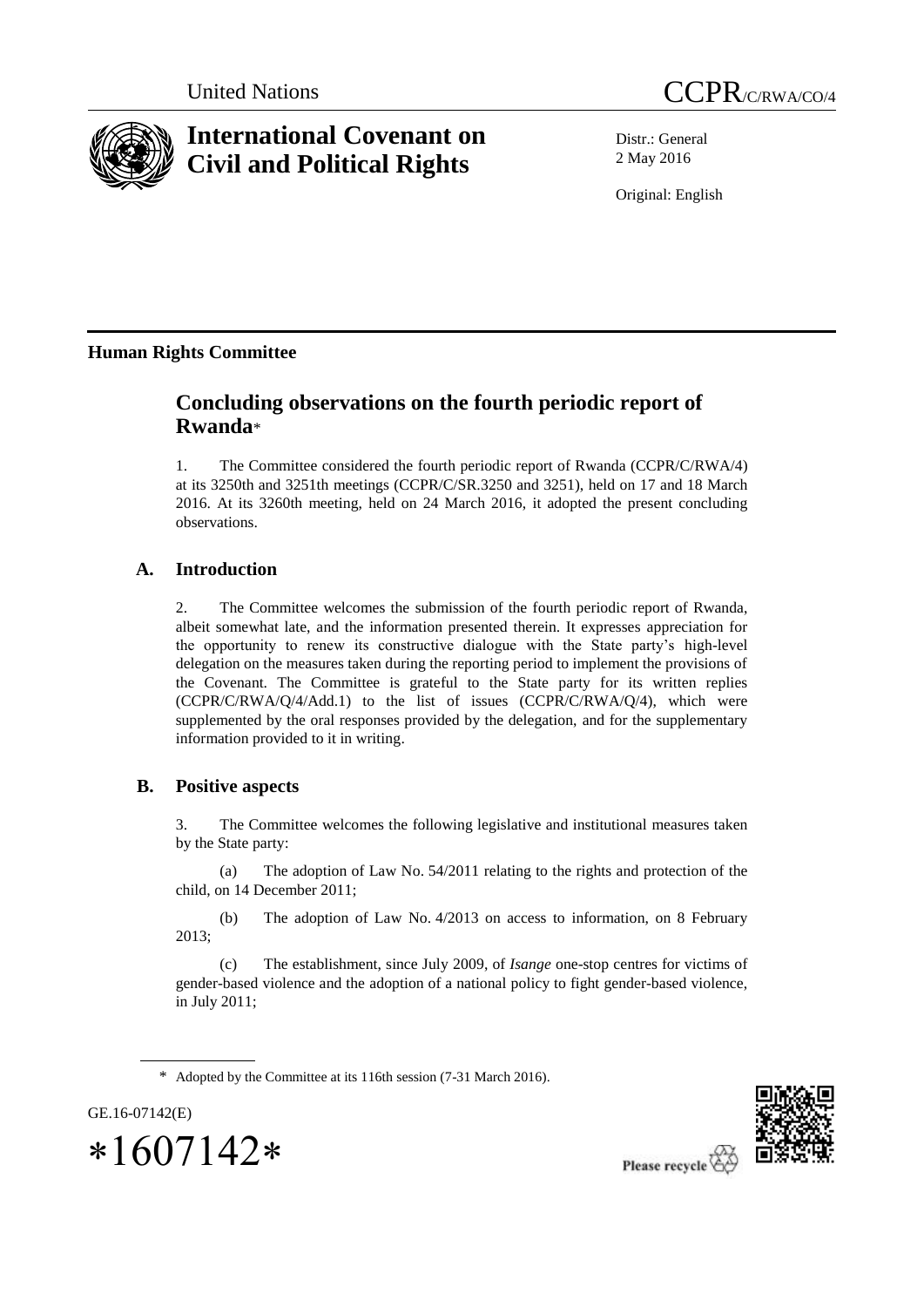United Nations CCPR/C/RWA/CO/4

# International Covenant on Civil and Political Rights

Distr.: General
2 May 2016

Original: English

**Human Rights Committee**

## Concluding observations on the fourth periodic report of Rwanda*

1. The Committee considered the fourth periodic report of Rwanda (CCPR/C/RWA/4) at its 3250th and 3251th meetings (CCPR/C/SR.3250 and 3251), held on 17 and 18 March 2016. At its 3260th meeting, held on 24 March 2016, it adopted the present concluding observations.

### A. Introduction

2. The Committee welcomes the submission of the fourth periodic report of Rwanda, albeit somewhat late, and the information presented therein. It expresses appreciation for the opportunity to renew its constructive dialogue with the State party's high-level delegation on the measures taken during the reporting period to implement the provisions of the Covenant. The Committee is grateful to the State party for its written replies (CCPR/C/RWA/Q/4/Add.1) to the list of issues (CCPR/C/RWA/Q/4), which were supplemented by the oral responses provided by the delegation, and for the supplementary information provided to it in writing.

### B. Positive aspects

3. The Committee welcomes the following legislative and institutional measures taken by the State party:

(a) The adoption of Law No. 54/2011 relating to the rights and protection of the child, on 14 December 2011;

(b) The adoption of Law No. 4/2013 on access to information, on 8 February 2013;

(c) The establishment, since July 2009, of *Isange* one-stop centres for victims of gender-based violence and the adoption of a national policy to fight gender-based violence, in July 2011;

\* Adopted by the Committee at its 116th session (7-31 March 2016).

GE.16-07142(E)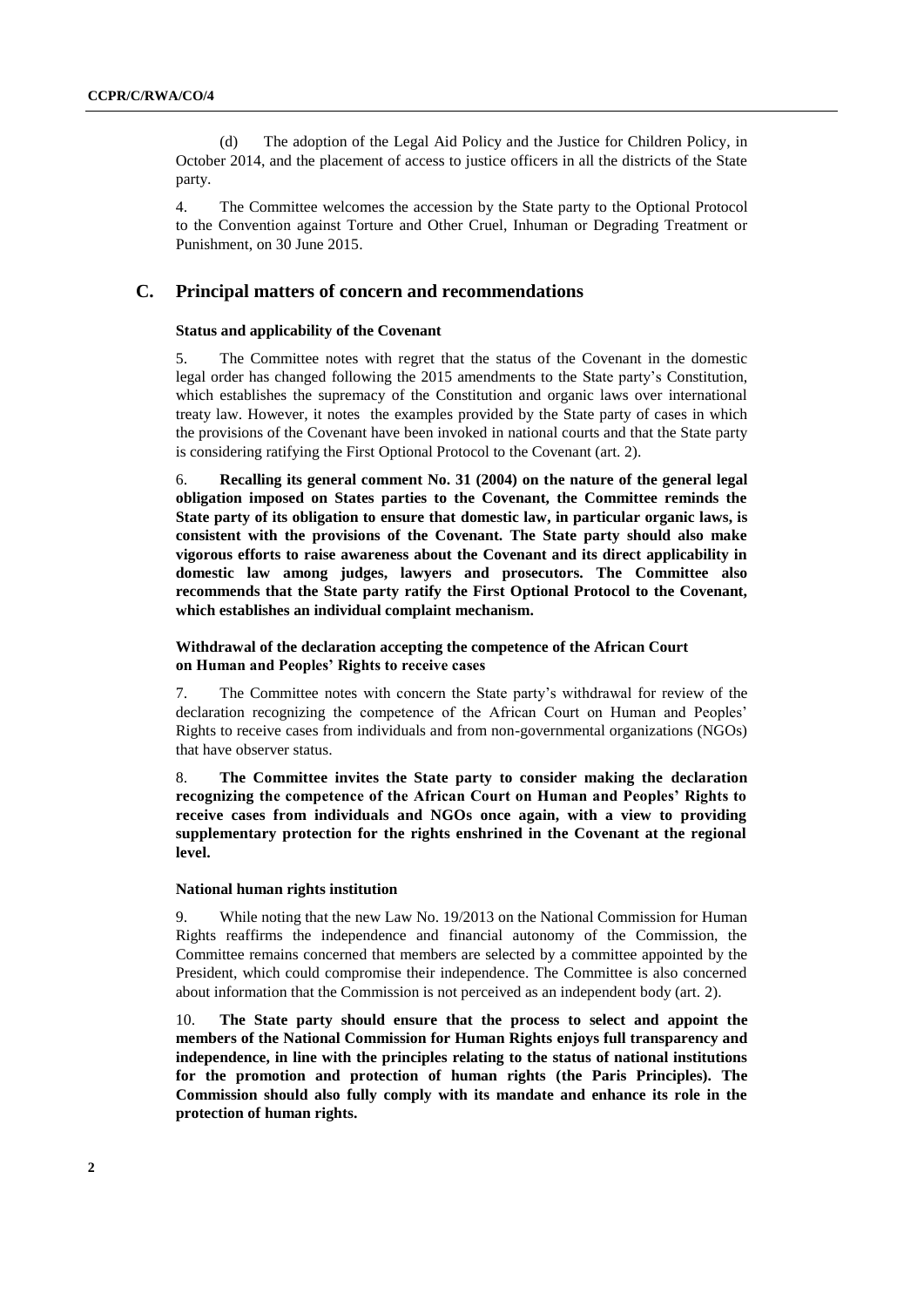(d) The adoption of the Legal Aid Policy and the Justice for Children Policy, in October 2014, and the placement of access to justice officers in all the districts of the State party.

4. The Committee welcomes the accession by the State party to the Optional Protocol to the Convention against Torture and Other Cruel, Inhuman or Degrading Treatment or Punishment, on 30 June 2015.

## C. Principal matters of concern and recommendations

### Status and applicability of the Covenant

5. The Committee notes with regret that the status of the Covenant in the domestic legal order has changed following the 2015 amendments to the State party's Constitution, which establishes the supremacy of the Constitution and organic laws over international treaty law. However, it notes the examples provided by the State party of cases in which the provisions of the Covenant have been invoked in national courts and that the State party is considering ratifying the First Optional Protocol to the Covenant (art. 2).

6. **Recalling its general comment No. 31 (2004) on the nature of the general legal obligation imposed on States parties to the Covenant, the Committee reminds the State party of its obligation to ensure that domestic law, in particular organic laws, is consistent with the provisions of the Covenant. The State party should also make vigorous efforts to raise awareness about the Covenant and its direct applicability in domestic law among judges, lawyers and prosecutors. The Committee also recommends that the State party ratify the First Optional Protocol to the Covenant, which establishes an individual complaint mechanism.**

### Withdrawal of the declaration accepting the competence of the African Court on Human and Peoples' Rights to receive cases

7. The Committee notes with concern the State party's withdrawal for review of the declaration recognizing the competence of the African Court on Human and Peoples' Rights to receive cases from individuals and from non-governmental organizations (NGOs) that have observer status.

8. **The Committee invites the State party to consider making the declaration recognizing the competence of the African Court on Human and Peoples' Rights to receive cases from individuals and NGOs once again, with a view to providing supplementary protection for the rights enshrined in the Covenant at the regional level.**

### National human rights institution

9. While noting that the new Law No. 19/2013 on the National Commission for Human Rights reaffirms the independence and financial autonomy of the Commission, the Committee remains concerned that members are selected by a committee appointed by the President, which could compromise their independence. The Committee is also concerned about information that the Commission is not perceived as an independent body (art. 2).

10. **The State party should ensure that the process to select and appoint the members of the National Commission for Human Rights enjoys full transparency and independence, in line with the principles relating to the status of national institutions for the promotion and protection of human rights (the Paris Principles). The Commission should also fully comply with its mandate and enhance its role in the protection of human rights.**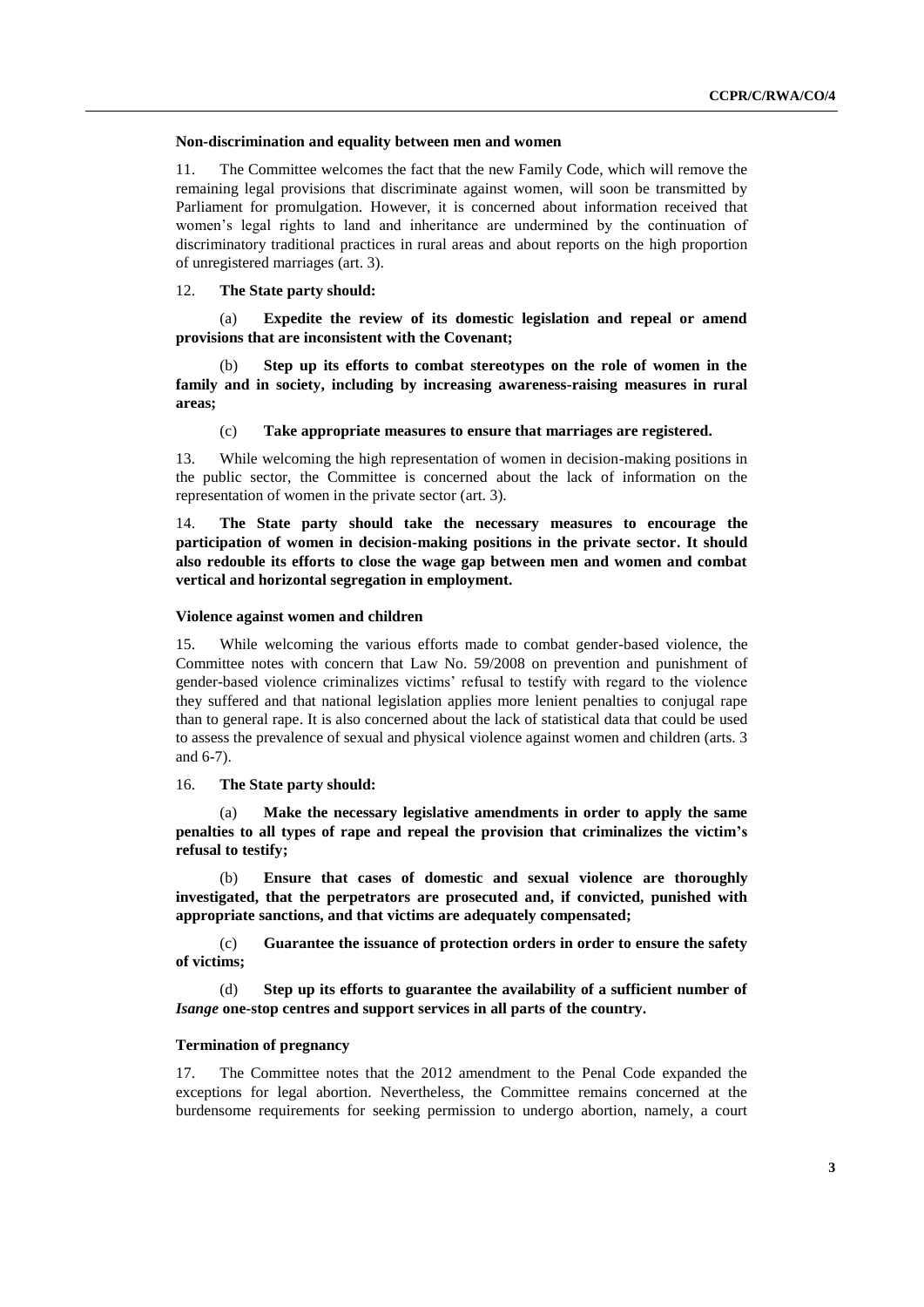### Non-discrimination and equality between men and women

11. The Committee welcomes the fact that the new Family Code, which will remove the remaining legal provisions that discriminate against women, will soon be transmitted by Parliament for promulgation. However, it is concerned about information received that women's legal rights to land and inheritance are undermined by the continuation of discriminatory traditional practices in rural areas and about reports on the high proportion of unregistered marriages (art. 3).

12. **The State party should:**

(a) **Expedite the review of its domestic legislation and repeal or amend provisions that are inconsistent with the Covenant;**

(b) **Step up its efforts to combat stereotypes on the role of women in the family and in society, including by increasing awareness-raising measures in rural areas;**

(c) **Take appropriate measures to ensure that marriages are registered.**

13. While welcoming the high representation of women in decision-making positions in the public sector, the Committee is concerned about the lack of information on the representation of women in the private sector (art. 3).

14. **The State party should take the necessary measures to encourage the participation of women in decision-making positions in the private sector. It should also redouble its efforts to close the wage gap between men and women and combat vertical and horizontal segregation in employment.**

### Violence against women and children

15. While welcoming the various efforts made to combat gender-based violence, the Committee notes with concern that Law No. 59/2008 on prevention and punishment of gender-based violence criminalizes victims' refusal to testify with regard to the violence they suffered and that national legislation applies more lenient penalties to conjugal rape than to general rape. It is also concerned about the lack of statistical data that could be used to assess the prevalence of sexual and physical violence against women and children (arts. 3 and 6-7).

16. **The State party should:**

(a) **Make the necessary legislative amendments in order to apply the same penalties to all types of rape and repeal the provision that criminalizes the victim's refusal to testify;**

(b) **Ensure that cases of domestic and sexual violence are thoroughly investigated, that the perpetrators are prosecuted and, if convicted, punished with appropriate sanctions, and that victims are adequately compensated;**

(c) **Guarantee the issuance of protection orders in order to ensure the safety of victims;**

(d) **Step up its efforts to guarantee the availability of a sufficient number of *Isange* one-stop centres and support services in all parts of the country.**

### Termination of pregnancy

17. The Committee notes that the 2012 amendment to the Penal Code expanded the exceptions for legal abortion. Nevertheless, the Committee remains concerned at the burdensome requirements for seeking permission to undergo abortion, namely, a court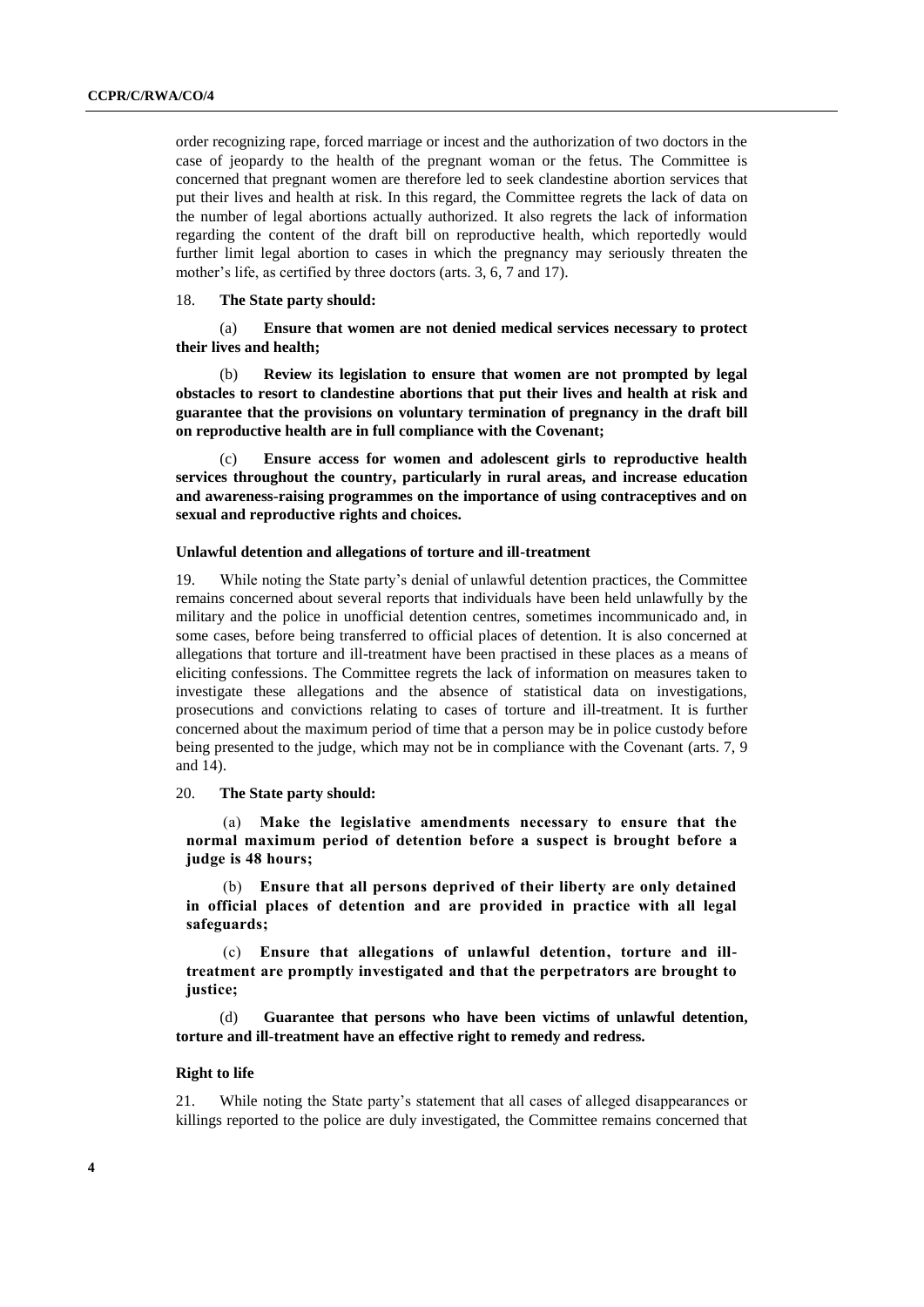order recognizing rape, forced marriage or incest and the authorization of two doctors in the case of jeopardy to the health of the pregnant woman or the fetus. The Committee is concerned that pregnant women are therefore led to seek clandestine abortion services that put their lives and health at risk. In this regard, the Committee regrets the lack of data on the number of legal abortions actually authorized. It also regrets the lack of information regarding the content of the draft bill on reproductive health, which reportedly would further limit legal abortion to cases in which the pregnancy may seriously threaten the mother's life, as certified by three doctors (arts. 3, 6, 7 and 17).

18. **The State party should:**

(a) **Ensure that women are not denied medical services necessary to protect their lives and health;**

(b) **Review its legislation to ensure that women are not prompted by legal obstacles to resort to clandestine abortions that put their lives and health at risk and guarantee that the provisions on voluntary termination of pregnancy in the draft bill on reproductive health are in full compliance with the Covenant;**

(c) **Ensure access for women and adolescent girls to reproductive health services throughout the country, particularly in rural areas, and increase education and awareness-raising programmes on the importance of using contraceptives and on sexual and reproductive rights and choices.**

### Unlawful detention and allegations of torture and ill-treatment

19. While noting the State party's denial of unlawful detention practices, the Committee remains concerned about several reports that individuals have been held unlawfully by the military and the police in unofficial detention centres, sometimes incommunicado and, in some cases, before being transferred to official places of detention. It is also concerned at allegations that torture and ill-treatment have been practised in these places as a means of eliciting confessions. The Committee regrets the lack of information on measures taken to investigate these allegations and the absence of statistical data on investigations, prosecutions and convictions relating to cases of torture and ill-treatment. It is further concerned about the maximum period of time that a person may be in police custody before being presented to the judge, which may not be in compliance with the Covenant (arts. 7, 9 and 14).

20. **The State party should:**

(a) **Make the legislative amendments necessary to ensure that the normal maximum period of detention before a suspect is brought before a judge is 48 hours;**

(b) **Ensure that all persons deprived of their liberty are only detained in official places of detention and are provided in practice with all legal safeguards;**

(c) **Ensure that allegations of unlawful detention, torture and ill-treatment are promptly investigated and that the perpetrators are brought to justice;**

(d) **Guarantee that persons who have been victims of unlawful detention, torture and ill-treatment have an effective right to remedy and redress.**

### Right to life

21. While noting the State party's statement that all cases of alleged disappearances or killings reported to the police are duly investigated, the Committee remains concerned that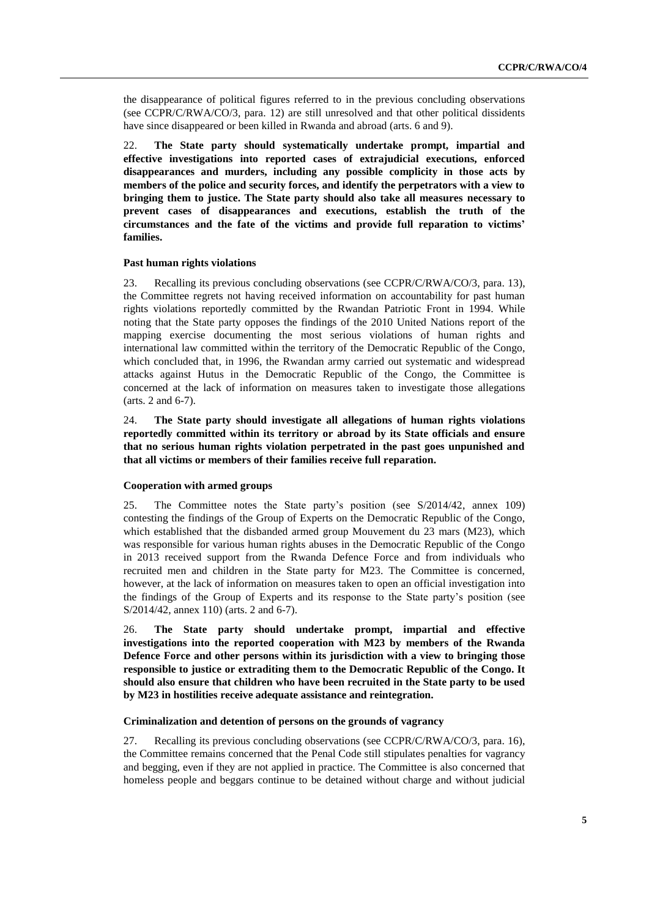the disappearance of political figures referred to in the previous concluding observations (see CCPR/C/RWA/CO/3, para. 12) are still unresolved and that other political dissidents have since disappeared or been killed in Rwanda and abroad (arts. 6 and 9).

22. **The State party should systematically undertake prompt, impartial and effective investigations into reported cases of extrajudicial executions, enforced disappearances and murders, including any possible complicity in those acts by members of the police and security forces, and identify the perpetrators with a view to bringing them to justice. The State party should also take all measures necessary to prevent cases of disappearances and executions, establish the truth of the circumstances and the fate of the victims and provide full reparation to victims' families.**

### Past human rights violations

23. Recalling its previous concluding observations (see CCPR/C/RWA/CO/3, para. 13), the Committee regrets not having received information on accountability for past human rights violations reportedly committed by the Rwandan Patriotic Front in 1994. While noting that the State party opposes the findings of the 2010 United Nations report of the mapping exercise documenting the most serious violations of human rights and international law committed within the territory of the Democratic Republic of the Congo, which concluded that, in 1996, the Rwandan army carried out systematic and widespread attacks against Hutus in the Democratic Republic of the Congo, the Committee is concerned at the lack of information on measures taken to investigate those allegations (arts. 2 and 6-7).

24. **The State party should investigate all allegations of human rights violations reportedly committed within its territory or abroad by its State officials and ensure that no serious human rights violation perpetrated in the past goes unpunished and that all victims or members of their families receive full reparation.**

### Cooperation with armed groups

25. The Committee notes the State party's position (see S/2014/42, annex 109) contesting the findings of the Group of Experts on the Democratic Republic of the Congo, which established that the disbanded armed group Mouvement du 23 mars (M23), which was responsible for various human rights abuses in the Democratic Republic of the Congo in 2013 received support from the Rwanda Defence Force and from individuals who recruited men and children in the State party for M23. The Committee is concerned, however, at the lack of information on measures taken to open an official investigation into the findings of the Group of Experts and its response to the State party's position (see S/2014/42, annex 110) (arts. 2 and 6-7).

26. **The State party should undertake prompt, impartial and effective investigations into the reported cooperation with M23 by members of the Rwanda Defence Force and other persons within its jurisdiction with a view to bringing those responsible to justice or extraditing them to the Democratic Republic of the Congo. It should also ensure that children who have been recruited in the State party to be used by M23 in hostilities receive adequate assistance and reintegration.**

### Criminalization and detention of persons on the grounds of vagrancy

27. Recalling its previous concluding observations (see CCPR/C/RWA/CO/3, para. 16), the Committee remains concerned that the Penal Code still stipulates penalties for vagrancy and begging, even if they are not applied in practice. The Committee is also concerned that homeless people and beggars continue to be detained without charge and without judicial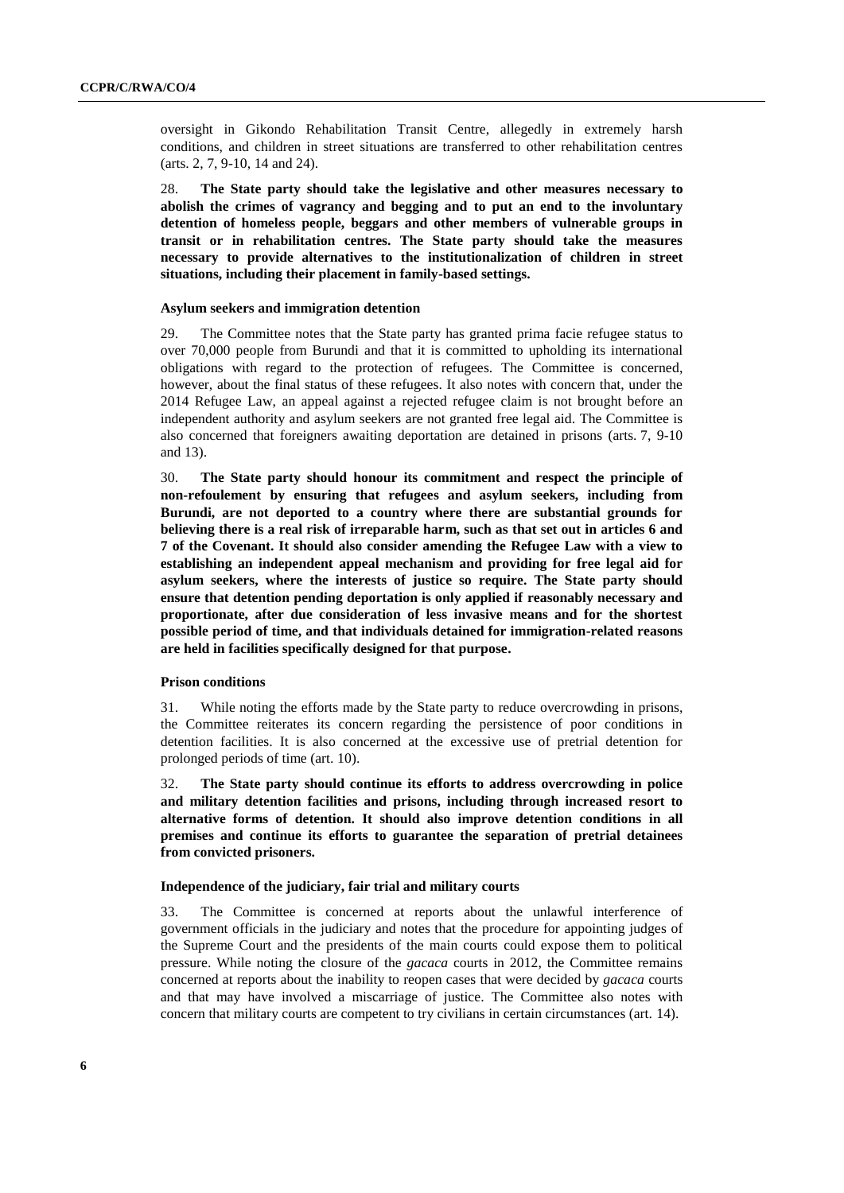oversight in Gikondo Rehabilitation Transit Centre, allegedly in extremely harsh conditions, and children in street situations are transferred to other rehabilitation centres (arts. 2, 7, 9-10, 14 and 24).

28. **The State party should take the legislative and other measures necessary to abolish the crimes of vagrancy and begging and to put an end to the involuntary detention of homeless people, beggars and other members of vulnerable groups in transit or in rehabilitation centres. The State party should take the measures necessary to provide alternatives to the institutionalization of children in street situations, including their placement in family-based settings.**

#### Asylum seekers and immigration detention

29. The Committee notes that the State party has granted prima facie refugee status to over 70,000 people from Burundi and that it is committed to upholding its international obligations with regard to the protection of refugees. The Committee is concerned, however, about the final status of these refugees. It also notes with concern that, under the 2014 Refugee Law, an appeal against a rejected refugee claim is not brought before an independent authority and asylum seekers are not granted free legal aid. The Committee is also concerned that foreigners awaiting deportation are detained in prisons (arts. 7, 9-10 and 13).

30. **The State party should honour its commitment and respect the principle of non-refoulement by ensuring that refugees and asylum seekers, including from Burundi, are not deported to a country where there are substantial grounds for believing there is a real risk of irreparable harm, such as that set out in articles 6 and 7 of the Covenant. It should also consider amending the Refugee Law with a view to establishing an independent appeal mechanism and providing for free legal aid for asylum seekers, where the interests of justice so require. The State party should ensure that detention pending deportation is only applied if reasonably necessary and proportionate, after due consideration of less invasive means and for the shortest possible period of time, and that individuals detained for immigration-related reasons are held in facilities specifically designed for that purpose.**

#### Prison conditions

31. While noting the efforts made by the State party to reduce overcrowding in prisons, the Committee reiterates its concern regarding the persistence of poor conditions in detention facilities. It is also concerned at the excessive use of pretrial detention for prolonged periods of time (art. 10).

32. **The State party should continue its efforts to address overcrowding in police and military detention facilities and prisons, including through increased resort to alternative forms of detention. It should also improve detention conditions in all premises and continue its efforts to guarantee the separation of pretrial detainees from convicted prisoners.**

#### Independence of the judiciary, fair trial and military courts

33. The Committee is concerned at reports about the unlawful interference of government officials in the judiciary and notes that the procedure for appointing judges of the Supreme Court and the presidents of the main courts could expose them to political pressure. While noting the closure of the *gacaca* courts in 2012, the Committee remains concerned at reports about the inability to reopen cases that were decided by *gacaca* courts and that may have involved a miscarriage of justice. The Committee also notes with concern that military courts are competent to try civilians in certain circumstances (art. 14).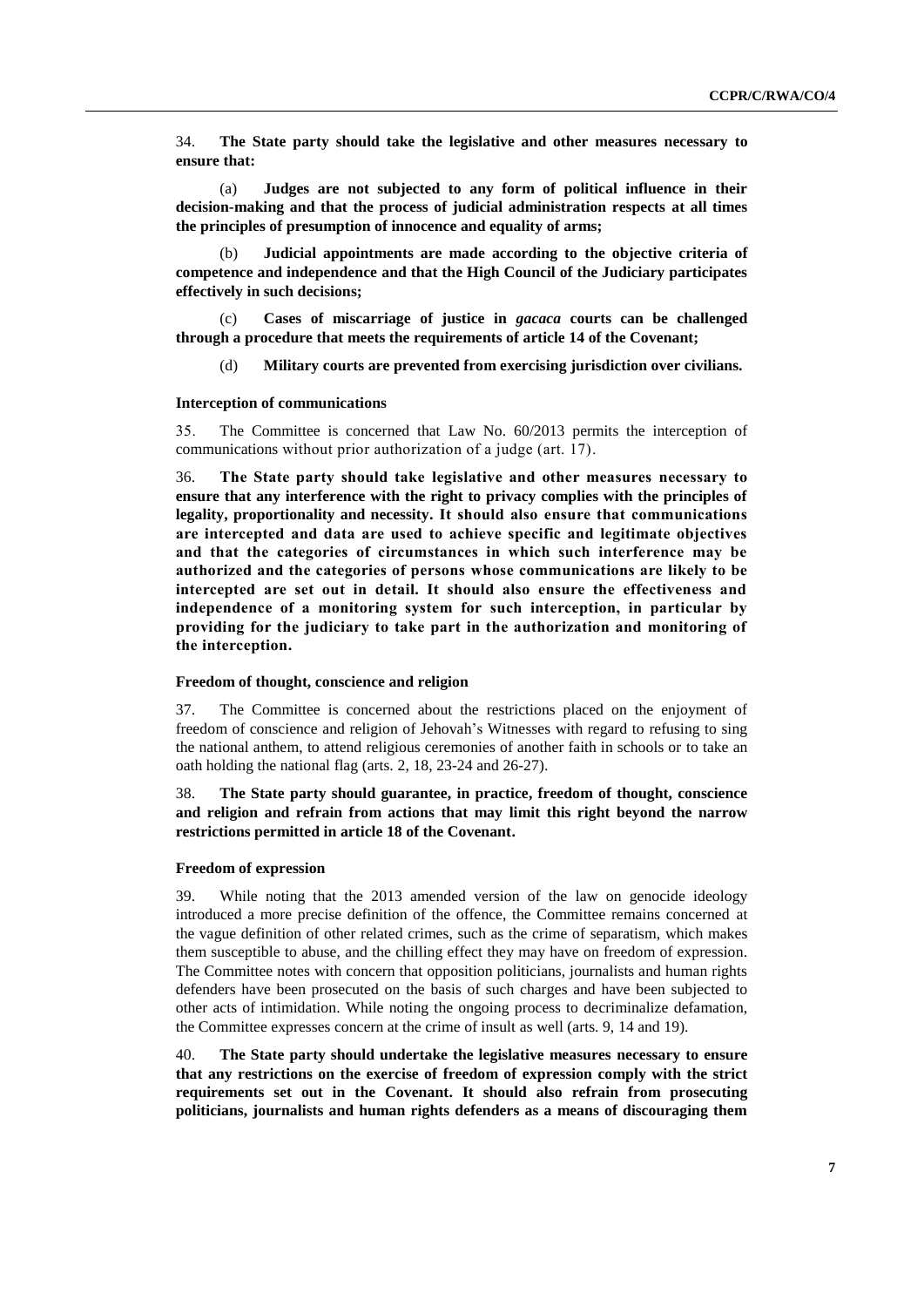34. **The State party should take the legislative and other measures necessary to ensure that:**

(a) **Judges are not subjected to any form of political influence in their decision-making and that the process of judicial administration respects at all times the principles of presumption of innocence and equality of arms;**

(b) **Judicial appointments are made according to the objective criteria of competence and independence and that the High Council of the Judiciary participates effectively in such decisions;**

(c) **Cases of miscarriage of justice in *gacaca* courts can be challenged through a procedure that meets the requirements of article 14 of the Covenant;**

(d) **Military courts are prevented from exercising jurisdiction over civilians.**

#### Interception of communications

35. The Committee is concerned that Law No. 60/2013 permits the interception of communications without prior authorization of a judge (art. 17).

36. **The State party should take legislative and other measures necessary to ensure that any interference with the right to privacy complies with the principles of legality, proportionality and necessity. It should also ensure that communications are intercepted and data are used to achieve specific and legitimate objectives and that the categories of circumstances in which such interference may be authorized and the categories of persons whose communications are likely to be intercepted are set out in detail. It should also ensure the effectiveness and independence of a monitoring system for such interception, in particular by providing for the judiciary to take part in the authorization and monitoring of the interception.**

#### Freedom of thought, conscience and religion

37. The Committee is concerned about the restrictions placed on the enjoyment of freedom of conscience and religion of Jehovah's Witnesses with regard to refusing to sing the national anthem, to attend religious ceremonies of another faith in schools or to take an oath holding the national flag (arts. 2, 18, 23-24 and 26-27).

38. **The State party should guarantee, in practice, freedom of thought, conscience and religion and refrain from actions that may limit this right beyond the narrow restrictions permitted in article 18 of the Covenant.**

#### Freedom of expression

39. While noting that the 2013 amended version of the law on genocide ideology introduced a more precise definition of the offence, the Committee remains concerned at the vague definition of other related crimes, such as the crime of separatism, which makes them susceptible to abuse, and the chilling effect they may have on freedom of expression. The Committee notes with concern that opposition politicians, journalists and human rights defenders have been prosecuted on the basis of such charges and have been subjected to other acts of intimidation. While noting the ongoing process to decriminalize defamation, the Committee expresses concern at the crime of insult as well (arts. 9, 14 and 19).

40. **The State party should undertake the legislative measures necessary to ensure that any restrictions on the exercise of freedom of expression comply with the strict requirements set out in the Covenant. It should also refrain from prosecuting politicians, journalists and human rights defenders as a means of discouraging them**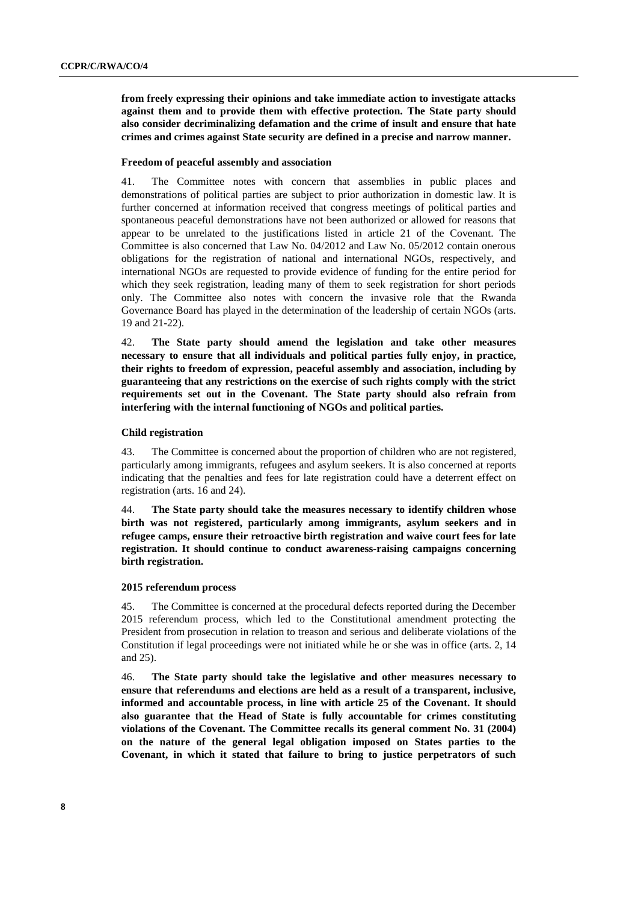**from freely expressing their opinions and take immediate action to investigate attacks against them and to provide them with effective protection. The State party should also consider decriminalizing defamation and the crime of insult and ensure that hate crimes and crimes against State security are defined in a precise and narrow manner.**

#### Freedom of peaceful assembly and association

41. The Committee notes with concern that assemblies in public places and demonstrations of political parties are subject to prior authorization in domestic law. It is further concerned at information received that congress meetings of political parties and spontaneous peaceful demonstrations have not been authorized or allowed for reasons that appear to be unrelated to the justifications listed in article 21 of the Covenant. The Committee is also concerned that Law No. 04/2012 and Law No. 05/2012 contain onerous obligations for the registration of national and international NGOs, respectively, and international NGOs are requested to provide evidence of funding for the entire period for which they seek registration, leading many of them to seek registration for short periods only. The Committee also notes with concern the invasive role that the Rwanda Governance Board has played in the determination of the leadership of certain NGOs (arts. 19 and 21-22).

42. **The State party should amend the legislation and take other measures necessary to ensure that all individuals and political parties fully enjoy, in practice, their rights to freedom of expression, peaceful assembly and association, including by guaranteeing that any restrictions on the exercise of such rights comply with the strict requirements set out in the Covenant. The State party should also refrain from interfering with the internal functioning of NGOs and political parties.**

#### Child registration

43. The Committee is concerned about the proportion of children who are not registered, particularly among immigrants, refugees and asylum seekers. It is also concerned at reports indicating that the penalties and fees for late registration could have a deterrent effect on registration (arts. 16 and 24).

44. **The State party should take the measures necessary to identify children whose birth was not registered, particularly among immigrants, asylum seekers and in refugee camps, ensure their retroactive birth registration and waive court fees for late registration. It should continue to conduct awareness-raising campaigns concerning birth registration.**

#### 2015 referendum process

45. The Committee is concerned at the procedural defects reported during the December 2015 referendum process, which led to the Constitutional amendment protecting the President from prosecution in relation to treason and serious and deliberate violations of the Constitution if legal proceedings were not initiated while he or she was in office (arts. 2, 14 and 25).

46. **The State party should take the legislative and other measures necessary to ensure that referendums and elections are held as a result of a transparent, inclusive, informed and accountable process, in line with article 25 of the Covenant. It should also guarantee that the Head of State is fully accountable for crimes constituting violations of the Covenant. The Committee recalls its general comment No. 31 (2004) on the nature of the general legal obligation imposed on States parties to the Covenant, in which it stated that failure to bring to justice perpetrators of such**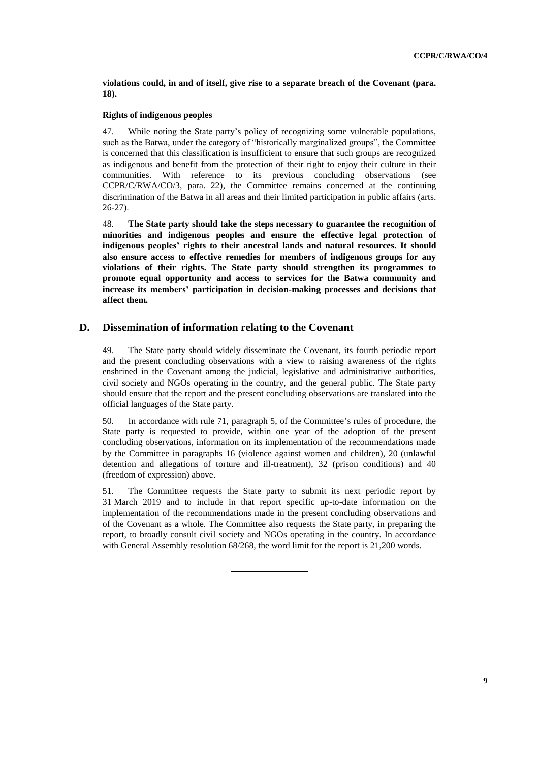**violations could, in and of itself, give rise to a separate breach of the Covenant (para. 18).**

### Rights of indigenous peoples

47. While noting the State party's policy of recognizing some vulnerable populations, such as the Batwa, under the category of "historically marginalized groups", the Committee is concerned that this classification is insufficient to ensure that such groups are recognized as indigenous and benefit from the protection of their right to enjoy their culture in their communities. With reference to its previous concluding observations (see CCPR/C/RWA/CO/3, para. 22), the Committee remains concerned at the continuing discrimination of the Batwa in all areas and their limited participation in public affairs (arts. 26-27).

48. **The State party should take the steps necessary to guarantee the recognition of minorities and indigenous peoples and ensure the effective legal protection of indigenous peoples' rights to their ancestral lands and natural resources. It should also ensure access to effective remedies for members of indigenous groups for any violations of their rights. The State party should strengthen its programmes to promote equal opportunity and access to services for the Batwa community and increase its members' participation in decision-making processes and decisions that affect them.**

## D. Dissemination of information relating to the Covenant

49. The State party should widely disseminate the Covenant, its fourth periodic report and the present concluding observations with a view to raising awareness of the rights enshrined in the Covenant among the judicial, legislative and administrative authorities, civil society and NGOs operating in the country, and the general public. The State party should ensure that the report and the present concluding observations are translated into the official languages of the State party.

50. In accordance with rule 71, paragraph 5, of the Committee's rules of procedure, the State party is requested to provide, within one year of the adoption of the present concluding observations, information on its implementation of the recommendations made by the Committee in paragraphs 16 (violence against women and children), 20 (unlawful detention and allegations of torture and ill-treatment), 32 (prison conditions) and 40 (freedom of expression) above.

51. The Committee requests the State party to submit its next periodic report by 31 March 2019 and to include in that report specific up-to-date information on the implementation of the recommendations made in the present concluding observations and of the Covenant as a whole. The Committee also requests the State party, in preparing the report, to broadly consult civil society and NGOs operating in the country. In accordance with General Assembly resolution 68/268, the word limit for the report is 21,200 words.